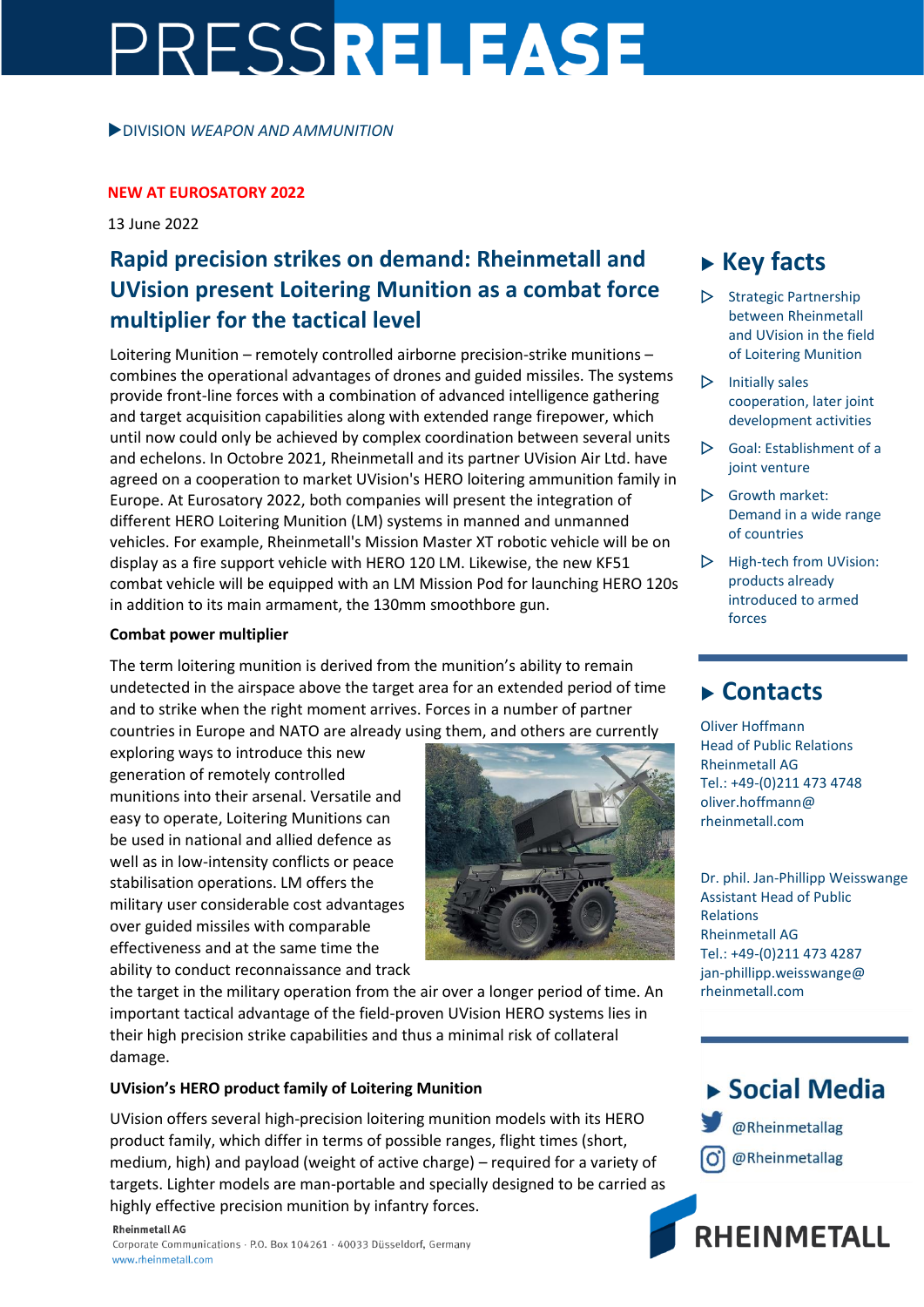# PRESSRELEASE

▶DIVISION *WEAPON AND AMMUNITION*

**NEW AT EUROSATORY 2022**

13 June 2022

## Rapid precision strikes on demand: Rheinmetall and UVision present Loitering Munition as a combat force multiplier for the tactical level

Loitering Munition – remotely controlled airborne precision-strike munitions – combines the operational advantages of drones and guided missiles. The systems provide front-line forces with a combination of advanced intelligence gathering and target acquisition capabilities along with extended range firepower, which until now could only be achieved by complex coordination between several units and echelons. In Octobre 2021, Rheinmetall and its partner UVision Air Ltd. have agreed on a cooperation to market UVision's HERO loitering ammunition family in Europe. At Eurosatory 2022, both companies will present the integration of different HERO Loitering Munition (LM) systems in manned and unmanned vehicles. For example, Rheinmetall's Mission Master XT robotic vehicle will be on display as a fire support vehicle with HERO 120 LM. Likewise, the new KF51 combat vehicle will be equipped with an LM Mission Pod for launching HERO 120s in addition to its main armament, the 130mm smoothbore gun.

**Combat power multiplier**

The term loitering munition is derived from the munition's ability to remain undetected in the airspace above the target area for an extended period of time and to strike when the right moment arrives. Forces in a number of partner countries in Europe and NATO are already using them, and others are currently exploring ways to introduce this new generation of remotely controlled munitions into their arsenal. Versatile and easy to operate, Loitering Munitions can be used in national and allied defence as well as in low-intensity conflicts or peace stabilisation operations. LM offers the military user considerable cost advantages over guided missiles with comparable effectiveness and at the same time the ability to conduct reconnaissance and track the target in the military operation from the air over a longer period of time. An important tactical advantage of the field-proven UVision HERO systems lies in their high precision strike capabilities and thus a minimal risk of collateral damage.

**UVision's HERO product family of Loitering Munition**

UVision offers several high-precision loitering munition models with its HERO product family, which differ in terms of possible ranges, flight times (short, medium, high) and payload (weight of active charge) – required for a variety of targets. Lighter models are man-portable and specially designed to be carried as highly effective precision munition by infantry forces.

## ▶ Key facts

- Strategic Partnership between Rheinmetall and UVision in the field of Loitering Munition
- Initially sales cooperation, later joint development activities
- Goal: Establishment of a joint venture
- Growth market: Demand in a wide range of countries
- High-tech from UVision: products already introduced to armed forces

## ▶ Contacts

Oliver Hoffmann
Head of Public Relations
Rheinmetall AG
Tel.: +49-(0)211 473 4748
oliver.hoffmann@rheinmetall.com

Dr. phil. Jan-Phillipp Weisswange
Assistant Head of Public Relations
Rheinmetall AG
Tel.: +49-(0)211 473 4287
jan-phillipp.weisswange@rheinmetall.com

## ▶ Social Media

@Rheinmetallag

@Rheinmetallag

RHEINMETALL

**Rheinmetall AG**
Corporate Communications · P.O. Box 104261 · 40033 Düsseldorf, Germany
www.rheinmetall.com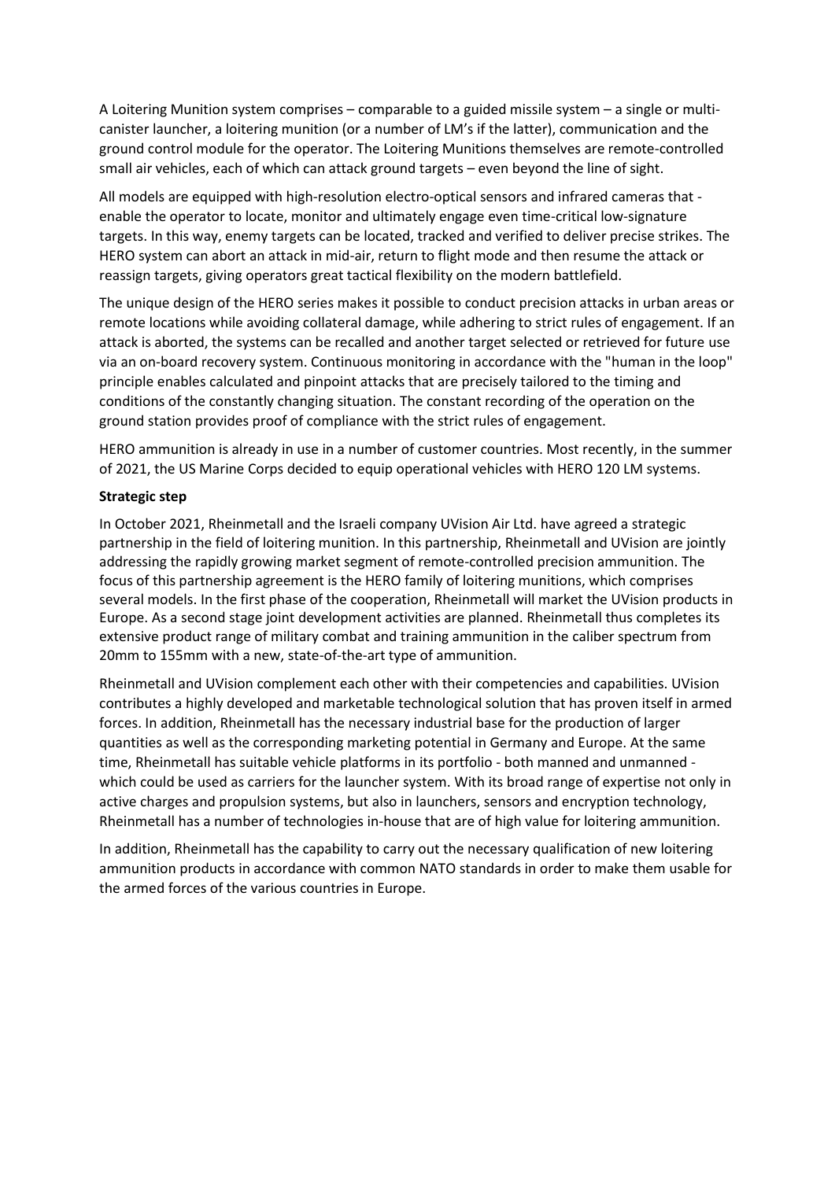A Loitering Munition system comprises – comparable to a guided missile system – a single or multi-canister launcher, a loitering munition (or a number of LM's if the latter), communication and the ground control module for the operator. The Loitering Munitions themselves are remote-controlled small air vehicles, each of which can attack ground targets – even beyond the line of sight.

All models are equipped with high-resolution electro-optical sensors and infrared cameras that - enable the operator to locate, monitor and ultimately engage even time-critical low-signature targets. In this way, enemy targets can be located, tracked and verified to deliver precise strikes. The HERO system can abort an attack in mid-air, return to flight mode and then resume the attack or reassign targets, giving operators great tactical flexibility on the modern battlefield.

The unique design of the HERO series makes it possible to conduct precision attacks in urban areas or remote locations while avoiding collateral damage, while adhering to strict rules of engagement. If an attack is aborted, the systems can be recalled and another target selected or retrieved for future use via an on-board recovery system. Continuous monitoring in accordance with the "human in the loop" principle enables calculated and pinpoint attacks that are precisely tailored to the timing and conditions of the constantly changing situation. The constant recording of the operation on the ground station provides proof of compliance with the strict rules of engagement.

HERO ammunition is already in use in a number of customer countries. Most recently, in the summer of 2021, the US Marine Corps decided to equip operational vehicles with HERO 120 LM systems.

**Strategic step**

In October 2021, Rheinmetall and the Israeli company UVision Air Ltd. have agreed a strategic partnership in the field of loitering munition. In this partnership, Rheinmetall and UVision are jointly addressing the rapidly growing market segment of remote-controlled precision ammunition. The focus of this partnership agreement is the HERO family of loitering munitions, which comprises several models. In the first phase of the cooperation, Rheinmetall will market the UVision products in Europe. As a second stage joint development activities are planned. Rheinmetall thus completes its extensive product range of military combat and training ammunition in the caliber spectrum from 20mm to 155mm with a new, state-of-the-art type of ammunition.

Rheinmetall and UVision complement each other with their competencies and capabilities. UVision contributes a highly developed and marketable technological solution that has proven itself in armed forces. In addition, Rheinmetall has the necessary industrial base for the production of larger quantities as well as the corresponding marketing potential in Germany and Europe. At the same time, Rheinmetall has suitable vehicle platforms in its portfolio - both manned and unmanned - which could be used as carriers for the launcher system. With its broad range of expertise not only in active charges and propulsion systems, but also in launchers, sensors and encryption technology, Rheinmetall has a number of technologies in-house that are of high value for loitering ammunition.

In addition, Rheinmetall has the capability to carry out the necessary qualification of new loitering ammunition products in accordance with common NATO standards in order to make them usable for the armed forces of the various countries in Europe.